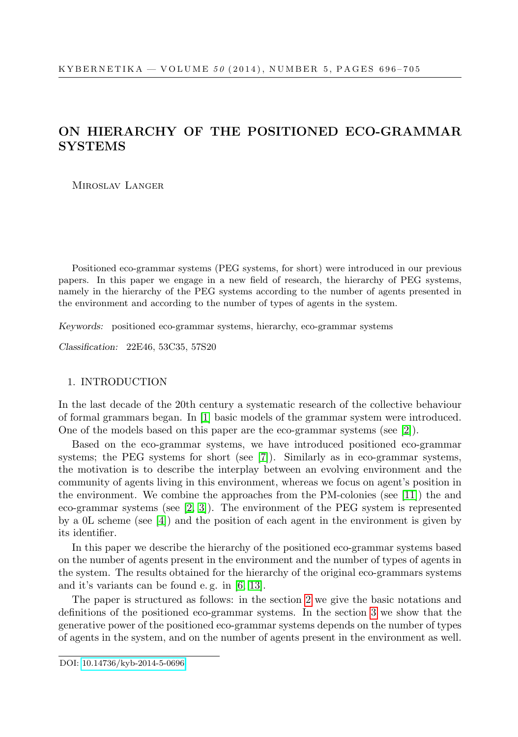# ON HIERARCHY OF THE POSITIONED ECO-GRAMMAR SYSTEMS

Miroslav Langer

Positioned eco-grammar systems (PEG systems, for short) were introduced in our previous papers. In this paper we engage in a new field of research, the hierarchy of PEG systems, namely in the hierarchy of the PEG systems according to the number of agents presented in the environment and according to the number of types of agents in the system.

*Keywords:* positioned eco-grammar systems, hierarchy, eco-grammar systems

*Classification:* 22E46, 53C35, 57S20

## 1. INTRODUCTION

In the last decade of the 20th century a systematic research of the collective behaviour of formal grammars began. In [1] basic models of the grammar system were introduced. One of the models based on this paper are the eco-grammar systems (see [2]).

Based on the eco-grammar systems, we have introduced positioned eco-grammar systems; the PEG systems for short (see [7]). Similarly as in eco-grammar systems, the motivation is to describe the interplay between an evolving environment and the community of agents living in this environment, whereas we focus on agent's position in the environment. We combine the approaches from the PM-colonies (see [11]) the and eco-grammar systems (see [2, 3]). The environment of the PEG system is represented by a 0L scheme (see [4]) and the position of each agent in the environment is given by its identifier.

In this paper we describe the hierarchy of the positioned eco-grammar systems based on the number of agents present in the environment and the number of types of agents in the system. The results obtained for the hierarchy of the original eco-grammars systems and it's variants can be found e. g. in [6, 13].

The paper is structured as follows: in the section 2 we give the basic notations and definitions of the positioned eco-grammar systems. In the section 3 we show that the generative power of the positioned eco-grammar systems depends on the number of types of agents in the system, and on the number of agents present in the environment as well.

DOI: 10.14736/kyb-2014-5-0696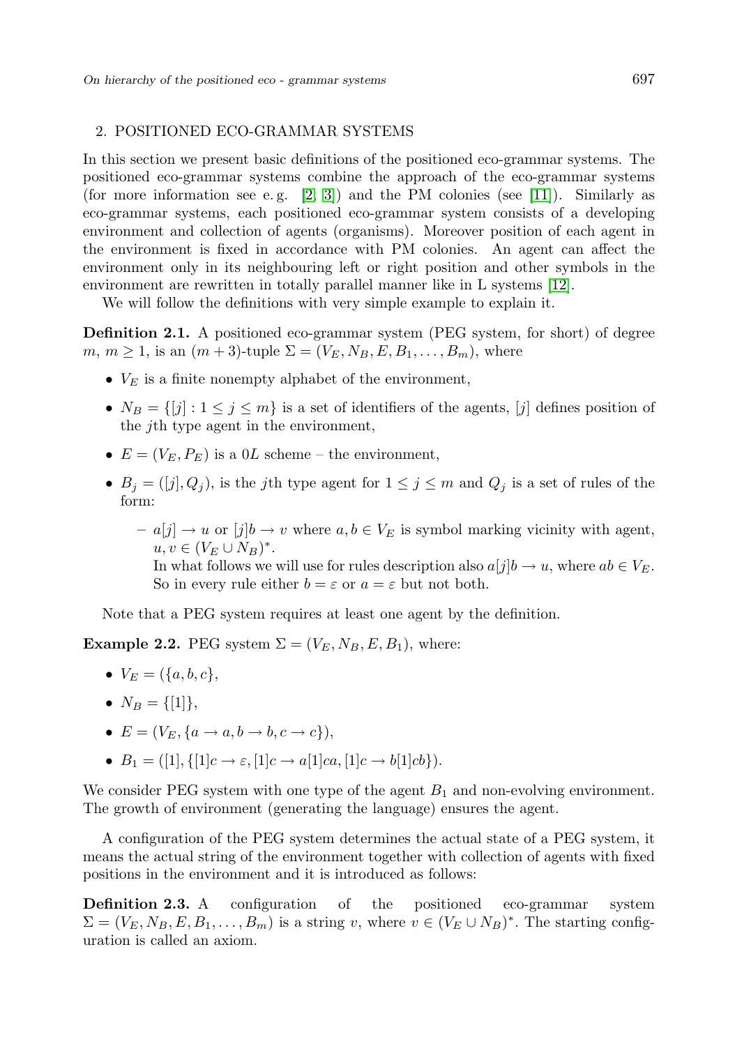## 2. POSITIONED ECO-GRAMMAR SYSTEMS

In this section we present basic definitions of the positioned eco-grammar systems. The positioned eco-grammar systems combine the approach of the eco-grammar systems (for more information see e. g. [2, 3]) and the PM colonies (see [11]). Similarly as eco-grammar systems, each positioned eco-grammar system consists of a developing environment and collection of agents (organisms). Moreover position of each agent in the environment is fixed in accordance with PM colonies. An agent can affect the environment only in its neighbouring left or right position and other symbols in the environment are rewritten in totally parallel manner like in L systems [12].

We will follow the definitions with very simple example to explain it.

**Definition 2.1.** A positioned eco-grammar system (PEG system, for short) of degree $m$, $m \geq 1$, is an $(m+3)$-tuple $\Sigma = (V_E, N_B, E, B_1, \ldots, B_m)$, where

- $V_E$ is a finite nonempty alphabet of the environment,
- $N_B = \{[j] : 1 \leq j \leq m\}$ is a set of identifiers of the agents, $[j]$ defines position of the $j$th type agent in the environment,
- $E = (V_E, P_E)$ is a $0L$ scheme – the environment,
- $B_j = ([j], Q_j)$, is the $j$th type agent for $1 \leq j \leq m$ and $Q_j$ is a set of rules of the form:
  - $a[j] \to u$ or $[j]b \to v$ where $a, b \in V_E$ is symbol marking vicinity with agent, $u, v \in (V_E \cup N_B)^*$.
    In what follows we will use for rules description also $a[j]b \to u$, where $ab \in V_E$. So in every rule either $b = \varepsilon$ or $a = \varepsilon$ but not both.

Note that a PEG system requires at least one agent by the definition.

**Example 2.2.** PEG system $\Sigma = (V_E, N_B, E, B_1)$, where:

- $V_E = (\{a, b, c\}$,
- $N_B = \{[1]\}$,
- $E = (V_E, \{a \to a, b \to b, c \to c\})$,
- $B_1 = ([1], \{[1]c \to \varepsilon, [1]c \to a[1]ca, [1]c \to b[1]cb\})$.

We consider PEG system with one type of the agent $B_1$ and non-evolving environment. The growth of environment (generating the language) ensures the agent.

A configuration of the PEG system determines the actual state of a PEG system, it means the actual string of the environment together with collection of agents with fixed positions in the environment and it is introduced as follows:

**Definition 2.3.** A configuration of the positioned eco-grammar system $\Sigma = (V_E, N_B, E, B_1, \ldots, B_m)$ is a string $v$, where $v \in (V_E \cup N_B)^*$. The starting configuration is called an axiom.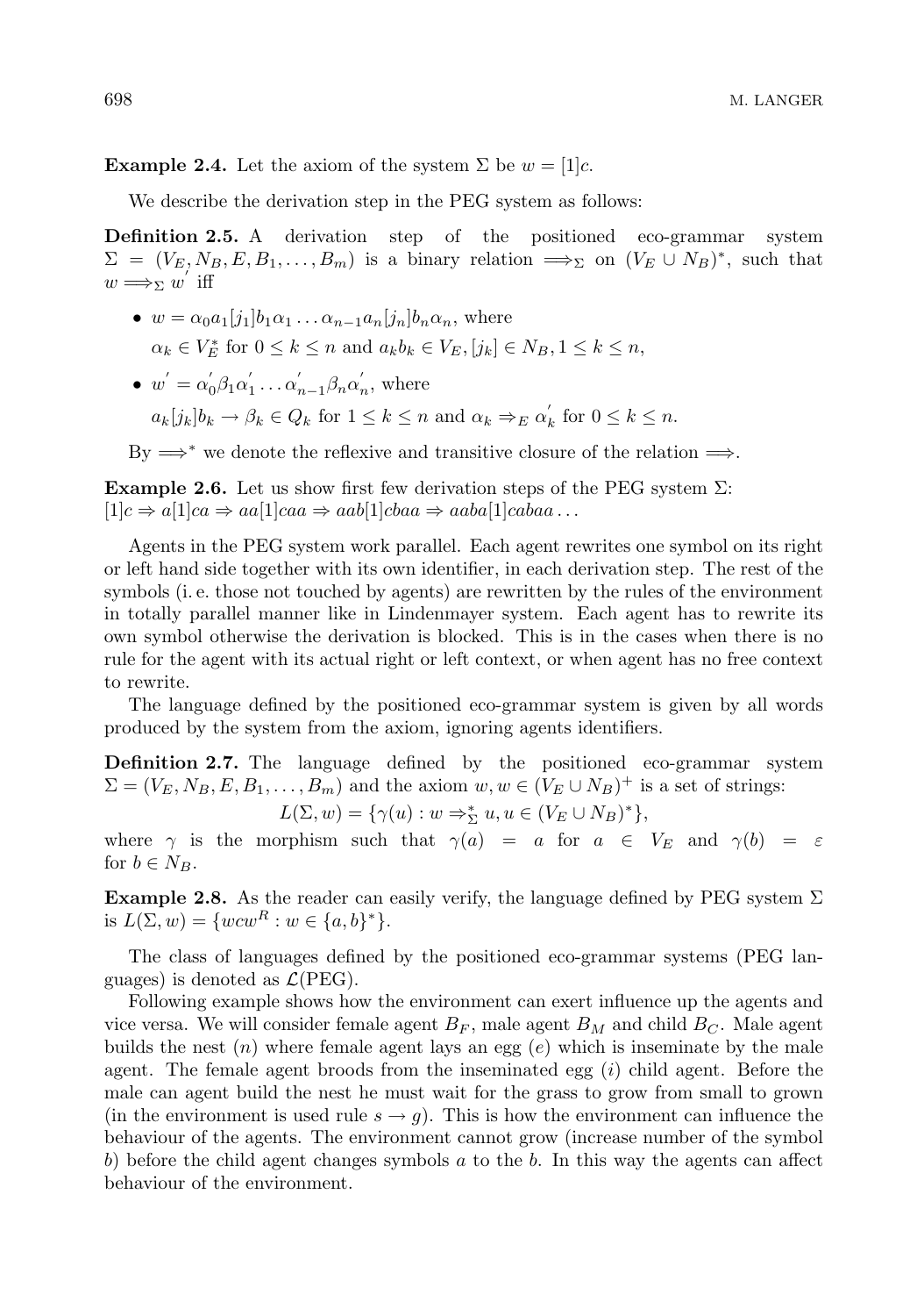**Example 2.4.** Let the axiom of the system $\Sigma$ be $w = [1]c$.

We describe the derivation step in the PEG system as follows:

**Definition 2.5.** A derivation step of the positioned eco-grammar system $\Sigma = (V_E, N_B, E, B_1, \ldots, B_m)$ is a binary relation $\Longrightarrow_\Sigma$ on $(V_E \cup N_B)^*$, such that $w \Longrightarrow_\Sigma w'$ iff

- $w = \alpha_0 a_1 [j_1] b_1 \alpha_1 \ldots \alpha_{n-1} a_n [j_n] b_n \alpha_n$, where
  $\alpha_k \in V_E^*$ for $0 \le k \le n$ and $a_k b_k \in V_E, [j_k] \in N_B, 1 \le k \le n$,
- $w' = \alpha_0' \beta_1 \alpha_1' \ldots \alpha_{n-1}' \beta_n \alpha_n'$, where
  $a_k [j_k] b_k \to \beta_k \in Q_k$ for $1 \le k \le n$ and $\alpha_k \Rightarrow_E \alpha_k'$ for $0 \le k \le n$.

By $\Longrightarrow^*$ we denote the reflexive and transitive closure of the relation $\Longrightarrow$.

**Example 2.6.** Let us show first few derivation steps of the PEG system $\Sigma$:
$[1]c \Rightarrow a[1]ca \Rightarrow aa[1]caa \Rightarrow aab[1]cbaa \Rightarrow aaba[1]cabaa \ldots$

Agents in the PEG system work parallel. Each agent rewrites one symbol on its right or left hand side together with its own identifier, in each derivation step. The rest of the symbols (i. e. those not touched by agents) are rewritten by the rules of the environment in totally parallel manner like in Lindenmayer system. Each agent has to rewrite its own symbol otherwise the derivation is blocked. This is in the cases when there is no rule for the agent with its actual right or left context, or when agent has no free context to rewrite.

The language defined by the positioned eco-grammar system is given by all words produced by the system from the axiom, ignoring agents identifiers.

**Definition 2.7.** The language defined by the positioned eco-grammar system $\Sigma = (V_E, N_B, E, B_1, \ldots, B_m)$ and the axiom $w, w \in (V_E \cup N_B)^+$ is a set of strings:

$$L(\Sigma, w) = \{\gamma(u) : w \Rightarrow_\Sigma^* u, u \in (V_E \cup N_B)^*\},$$

where $\gamma$ is the morphism such that $\gamma(a) = a$ for $a \in V_E$ and $\gamma(b) = \varepsilon$ for $b \in N_B$.

**Example 2.8.** As the reader can easily verify, the language defined by PEG system $\Sigma$ is $L(\Sigma, w) = \{wcw^R : w \in \{a, b\}^*\}$.

The class of languages defined by the positioned eco-grammar systems (PEG languages) is denoted as $\mathcal{L}(\text{PEG})$.

Following example shows how the environment can exert influence up the agents and vice versa. We will consider female agent $B_F$, male agent $B_M$ and child $B_C$. Male agent builds the nest ($n$) where female agent lays an egg ($e$) which is inseminate by the male agent. The female agent broods from the inseminated egg ($i$) child agent. Before the male can agent build the nest he must wait for the grass to grow from small to grown (in the environment is used rule $s \to g$). This is how the environment can influence the behaviour of the agents. The environment cannot grow (increase number of the symbol $b$) before the child agent changes symbols $a$ to the $b$. In this way the agents can affect behaviour of the environment.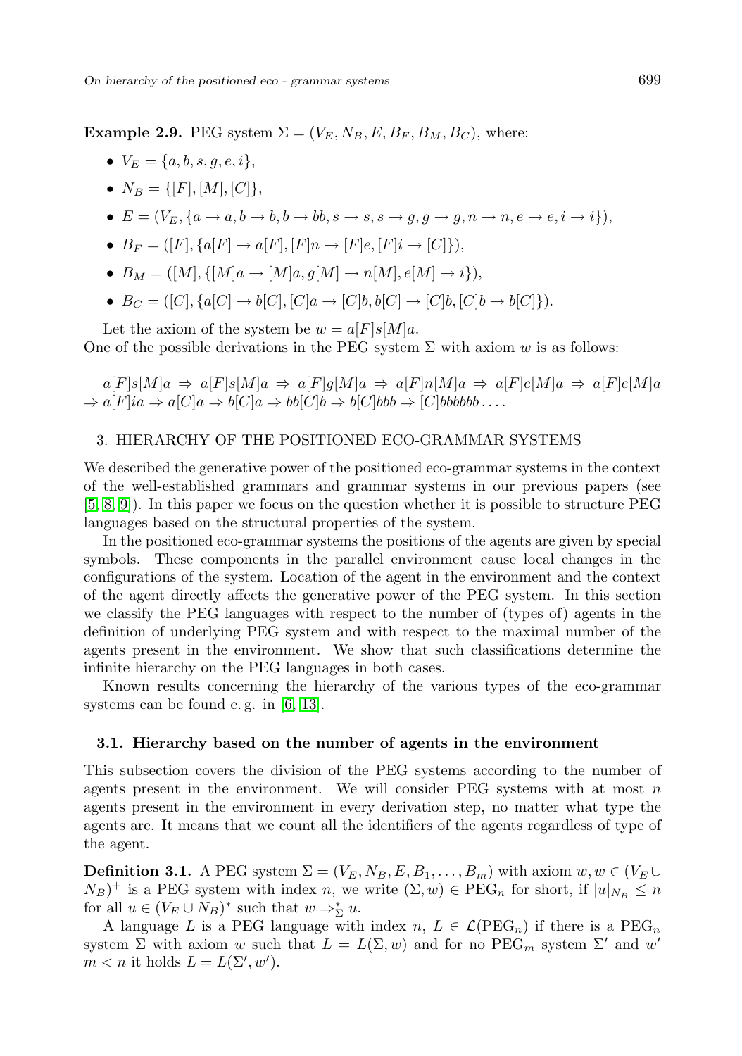**Example 2.9.** PEG system $\Sigma = (V_E, N_B, E, B_F, B_M, B_C)$, where:

- $V_E = \{a, b, s, g, e, i\}$,
- $N_B = \{[F], [M], [C]\}$,
- $E = (V_E, \{a \to a, b \to b, b \to bb, s \to s, s \to g, g \to g, n \to n, e \to e, i \to i\})$,
- $B_F = ([F], \{a[F] \to a[F], [F]n \to [F]e, [F]i \to [C]\})$,
- $B_M = ([M], \{[M]a \to [M]a, g[M] \to n[M], e[M] \to i\})$,
- $B_C = ([C], \{a[C] \to b[C], [C]a \to [C]b, b[C] \to [C]b, [C]b \to b[C]\})$.

Let the axiom of the system be $w = a[F]s[M]a$.
One of the possible derivations in the PEG system $\Sigma$ with axiom $w$ is as follows:

$a[F]s[M]a \Rightarrow a[F]s[M]a \Rightarrow a[F]g[M]a \Rightarrow a[F]n[M]a \Rightarrow a[F]e[M]a \Rightarrow a[F]e[M]a$
$\Rightarrow a[F]ia \Rightarrow a[C]a \Rightarrow b[C]a \Rightarrow bb[C]b \Rightarrow b[C]bbb \Rightarrow [C]bbbbbb \ldots$.

## 3. HIERARCHY OF THE POSITIONED ECO-GRAMMAR SYSTEMS

We described the generative power of the positioned eco-grammar systems in the context of the well-established grammars and grammar systems in our previous papers (see [5, 8, 9]). In this paper we focus on the question whether it is possible to structure PEG languages based on the structural properties of the system.

In the positioned eco-grammar systems the positions of the agents are given by special symbols. These components in the parallel environment cause local changes in the configurations of the system. Location of the agent in the environment and the context of the agent directly affects the generative power of the PEG system. In this section we classify the PEG languages with respect to the number of (types of) agents in the definition of underlying PEG system and with respect to the maximal number of the agents present in the environment. We show that such classifications determine the infinite hierarchy on the PEG languages in both cases.

Known results concerning the hierarchy of the various types of the eco-grammar systems can be found e. g. in [6, 13].

### 3.1. Hierarchy based on the number of agents in the environment

This subsection covers the division of the PEG systems according to the number of agents present in the environment. We will consider PEG systems with at most $n$ agents present in the environment in every derivation step, no matter what type the agents are. It means that we count all the identifiers of the agents regardless of type of the agent.

**Definition 3.1.** A PEG system $\Sigma = (V_E, N_B, E, B_1, \ldots, B_m)$ with axiom $w, w \in (V_E \cup N_B)^+$ is a PEG system with index $n$, we write $(\Sigma, w) \in \text{PEG}_n$ for short, if $|u|_{N_B} \leq n$ for all $u \in (V_E \cup N_B)^*$ such that $w \Rightarrow_\Sigma^* u$.

A language $L$ is a PEG language with index $n$, $L \in \mathcal{L}(\text{PEG}_n)$ if there is a $\text{PEG}_n$ system $\Sigma$ with axiom $w$ such that $L = L(\Sigma, w)$ and for no $\text{PEG}_m$ system $\Sigma'$ and $w'$ $m < n$ it holds $L = L(\Sigma', w')$.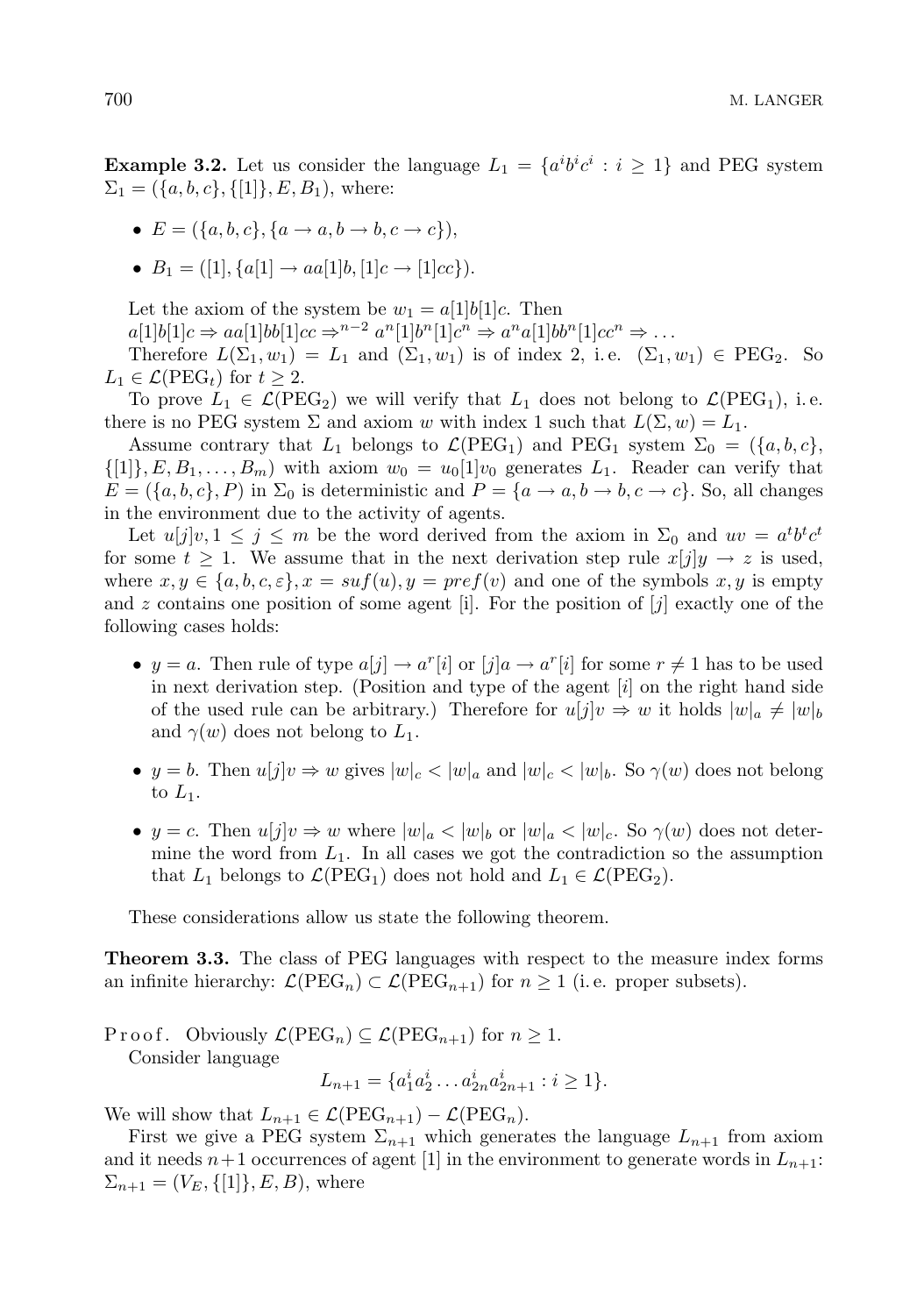**Example 3.2.** Let us consider the language $L_1 = \{a^i b^i c^i : i \geq 1\}$ and PEG system $\Sigma_1 = (\{a, b, c\}, \{[1]\}, E, B_1)$, where:

- $E = (\{a, b, c\}, \{a \to a, b \to b, c \to c\})$,
- $B_1 = ([1], \{a[1] \to aa[1]b, [1]c \to [1]cc\})$.

Let the axiom of the system be $w_1 = a[1]b[1]c$. Then
$a[1]b[1]c \Rightarrow aa[1]bb[1]cc \Rightarrow^{n-2} a^n[1]b^n[1]c^n \Rightarrow a^n a[1]bb^n[1]cc^n \Rightarrow \ldots$

Therefore $L(\Sigma_1, w_1) = L_1$ and $(\Sigma_1, w_1)$ is of index 2, i.e. $(\Sigma_1, w_1) \in \mathrm{PEG}_2$. So $L_1 \in \mathcal{L}(\mathrm{PEG}_t)$ for $t \geq 2$.

To prove $L_1 \in \mathcal{L}(\mathrm{PEG}_2)$ we will verify that $L_1$ does not belong to $\mathcal{L}(\mathrm{PEG}_1)$, i.e. there is no PEG system $\Sigma$ and axiom $w$ with index 1 such that $L(\Sigma, w) = L_1$.

Assume contrary that $L_1$ belongs to $\mathcal{L}(\mathrm{PEG}_1)$ and $\mathrm{PEG}_1$ system $\Sigma_0 = (\{a, b, c\}, \{[1]\}, E, B_1, \ldots, B_m)$ with axiom $w_0 = u_0[1]v_0$ generates $L_1$. Reader can verify that $E = (\{a, b, c\}, P)$ in $\Sigma_0$ is deterministic and $P = \{a \to a, b \to b, c \to c\}$. So, all changes in the environment due to the activity of agents.

Let $u[j]v, 1 \leq j \leq m$ be the word derived from the axiom in $\Sigma_0$ and $uv = a^t b^t c^t$ for some $t \geq 1$. We assume that in the next derivation step rule $x[j]y \to z$ is used, where $x, y \in \{a, b, c, \varepsilon\}, x = suf(u), y = pref(v)$ and one of the symbols $x, y$ is empty and $z$ contains one position of some agent [i]. For the position of $[j]$ exactly one of the following cases holds:

- $y = a$. Then rule of type $a[j] \to a^r[i]$ or $[j]a \to a^r[i]$ for some $r \neq 1$ has to be used in next derivation step. (Position and type of the agent $[i]$ on the right hand side of the used rule can be arbitrary.) Therefore for $u[j]v \Rightarrow w$ it holds $|w|_a \neq |w|_b$ and $\gamma(w)$ does not belong to $L_1$.
- $y = b$. Then $u[j]v \Rightarrow w$ gives $|w|_c < |w|_a$ and $|w|_c < |w|_b$. So $\gamma(w)$ does not belong to $L_1$.
- $y = c$. Then $u[j]v \Rightarrow w$ where $|w|_a < |w|_b$ or $|w|_a < |w|_c$. So $\gamma(w)$ does not determine the word from $L_1$. In all cases we got the contradiction so the assumption that $L_1$ belongs to $\mathcal{L}(\mathrm{PEG}_1)$ does not hold and $L_1 \in \mathcal{L}(\mathrm{PEG}_2)$.

These considerations allow us state the following theorem.

**Theorem 3.3.** The class of PEG languages with respect to the measure index forms an infinite hierarchy: $\mathcal{L}(\mathrm{PEG}_n) \subset \mathcal{L}(\mathrm{PEG}_{n+1})$ for $n \geq 1$ (i.e. proper subsets).

Proof. Obviously $\mathcal{L}(\mathrm{PEG}_n) \subseteq \mathcal{L}(\mathrm{PEG}_{n+1})$ for $n \geq 1$.

Consider language

$$L_{n+1} = \{a_1^i a_2^i \ldots a_{2n}^i a_{2n+1}^i : i \geq 1\}.$$

We will show that $L_{n+1} \in \mathcal{L}(\mathrm{PEG}_{n+1}) - \mathcal{L}(\mathrm{PEG}_n)$.

First we give a PEG system $\Sigma_{n+1}$ which generates the language $L_{n+1}$ from axiom and it needs $n+1$ occurrences of agent [1] in the environment to generate words in $L_{n+1}$: $\Sigma_{n+1} = (V_E, \{[1]\}, E, B)$, where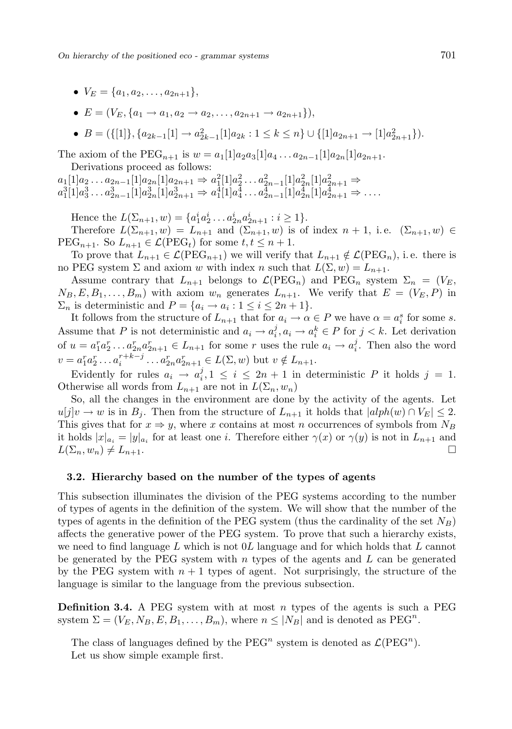- $V_E = \{a_1, a_2, \ldots, a_{2n+1}\}$,
- $E = (V_E, \{a_1 \to a_1, a_2 \to a_2, \ldots, a_{2n+1} \to a_{2n+1}\})$,
- $B = (\{[1]\}, \{a_{2k-1}[1] \to a_{2k-1}^2[1]a_{2k} : 1 \leq k \leq n\} \cup \{[1]a_{2n+1} \to [1]a_{2n+1}^2\})$.

The axiom of the $\mathrm{PEG}_{n+1}$ is $w = a_1[1]a_2a_3[1]a_4 \ldots a_{2n-1}[1]a_{2n}[1]a_{2n+1}$.

Derivations proceed as follows:
$a_1[1]a_2 \ldots a_{2n-1}[1]a_{2n}[1]a_{2n+1} \Rightarrow a_1^2[1]a_2^2 \ldots a_{2n-1}^2[1]a_{2n}^2[1]a_{2n+1}^2 \Rightarrow$
$a_1^3[1]a_3^3 \ldots a_{2n-1}^3[1]a_{2n}^3[1]a_{2n+1}^3 \Rightarrow a_1^4[1]a_4^4 \ldots a_{2n-1}^4[1]a_{2n}^4[1]a_{2n+1}^4 \Rightarrow \ldots$.

Hence the $L(\Sigma_{n+1}, w) = \{a_1^i a_2^i \ldots a_{2n}^i a_{2n+1}^i : i \geq 1\}$.

Therefore $L(\Sigma_{n+1}, w) = L_{n+1}$ and $(\Sigma_{n+1}, w)$ is of index $n+1$, i.e. $(\Sigma_{n+1}, w) \in \mathrm{PEG}_{n+1}$. So $L_{n+1} \in \mathcal{L}(\mathrm{PEG}_t)$ for some $t, t \leq n+1$.

To prove that $L_{n+1} \in \mathcal{L}(\mathrm{PEG}_{n+1})$ we will verify that $L_{n+1} \notin \mathcal{L}(\mathrm{PEG}_n)$, i.e. there is no PEG system $\Sigma$ and axiom $w$ with index $n$ such that $L(\Sigma, w) = L_{n+1}$.

Assume contrary that $L_{n+1}$ belongs to $\mathcal{L}(\mathrm{PEG}_n)$ and $\mathrm{PEG}_n$ system $\Sigma_n = (V_E, N_B, E, B_1, \ldots, B_m)$ with axiom $w_n$ generates $L_{n+1}$. We verify that $E = (V_E, P)$ in $\Sigma_n$ is deterministic and $P = \{a_i \to a_i : 1 \leq i \leq 2n+1\}$.

It follows from the structure of $L_{n+1}$ that for $a_i \to \alpha \in P$ we have $\alpha = a_i^s$ for some $s$. Assume that $P$ is not deterministic and $a_i \to a_i^j, a_i \to a_i^k \in P$ for $j < k$. Let derivation of $u = a_1^r a_2^r \ldots a_{2n}^r a_{2n+1}^r \in L_{n+1}$ for some $r$ uses the rule $a_i \to a_i^j$. Then also the word $v = a_1^r a_2^r \ldots a_i^{r+k-j} \ldots a_{2n}^r a_{2n+1}^r \in L(\Sigma, w)$ but $v \notin L_{n+1}$.

Evidently for rules $a_i \to a_i^j, 1 \leq i \leq 2n+1$ in deterministic $P$ it holds $j = 1$. Otherwise all words from $L_{n+1}$ are not in $L(\Sigma_n, w_n)$

So, all the changes in the environment are done by the activity of the agents. Let $u[j]v \to w$ is in $B_j$. Then from the structure of $L_{n+1}$ it holds that $|alph(w) \cap V_E| \leq 2$. This gives that for $x \Rightarrow y$, where $x$ contains at most $n$ occurrences of symbols from $N_B$ it holds $|x|_{a_i} = |y|_{a_i}$ for at least one $i$. Therefore either $\gamma(x)$ or $\gamma(y)$ is not in $L_{n+1}$ and $L(\Sigma_n, w_n) \neq L_{n+1}$. □

### 3.2. Hierarchy based on the number of the types of agents

This subsection illuminates the division of the PEG systems according to the number of types of agents in the definition of the system. We will show that the number of the types of agents in the definition of the PEG system (thus the cardinality of the set $N_B$) affects the generative power of the PEG system. To prove that such a hierarchy exists, we need to find language $L$ which is not $0L$ language and for which holds that $L$ cannot be generated by the PEG system with $n$ types of the agents and $L$ can be generated by the PEG system with $n+1$ types of agent. Not surprisingly, the structure of the language is similar to the language from the previous subsection.

**Definition 3.4.** A PEG system with at most $n$ types of the agents is such a PEG system $\Sigma = (V_E, N_B, E, B_1, \ldots, B_m)$, where $n \leq |N_B|$ and is denoted as $\mathrm{PEG}^n$.

The class of languages defined by the $\mathrm{PEG}^n$ system is denoted as $\mathcal{L}(\mathrm{PEG}^n)$.

Let us show simple example first.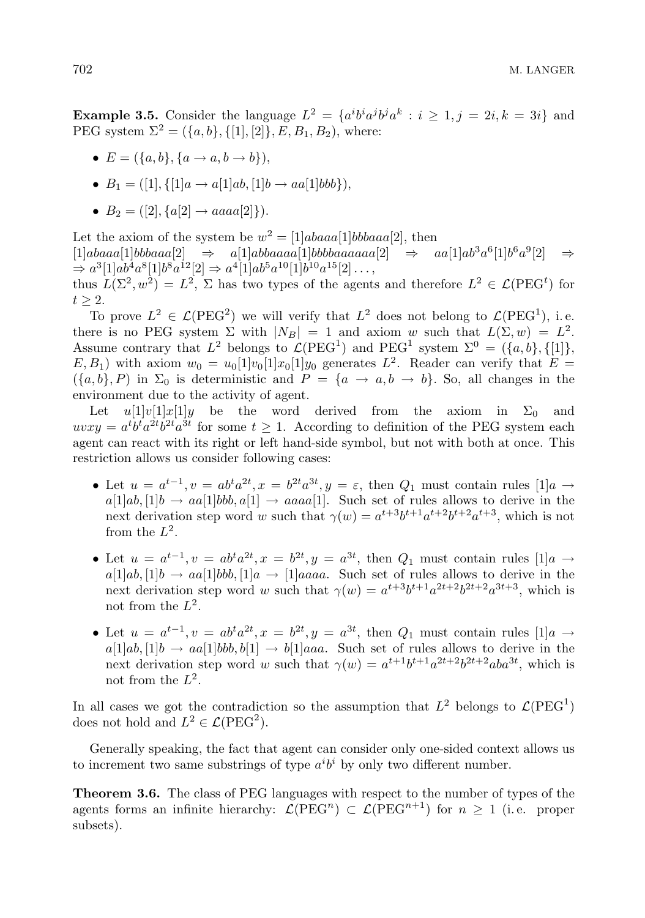**Example 3.5.** Consider the language $L^2 = \{a^i b^i a^j b^j a^k : i \geq 1, j = 2i, k = 3i\}$ and PEG system $\Sigma^2 = (\{a, b\}, \{[1], [2]\}, E, B_1, B_2)$, where:

- $E = (\{a, b\}, \{a \to a, b \to b\})$,
- $B_1 = ([1], \{[1]a \to a[1]ab, [1]b \to aa[1]bbb\})$,
- $B_2 = ([2], \{a[2] \to aaaa[2]\})$.

Let the axiom of the system be $w^2 = [1]abaaa[1]bbbaaa[2]$, then
$[1]abaaa[1]bbbaaa[2] \Rightarrow a[1]abbaaaa[1]bbbbaaaaaa[2] \Rightarrow aa[1]ab^3a^6[1]b^6a^9[2] \Rightarrow$
$\Rightarrow a^3[1]ab^4a^8[1]b^8a^{12}[2] \Rightarrow a^4[1]ab^5a^{10}[1]b^{10}a^{15}[2] \ldots,$
thus $L(\Sigma^2, w^2) = L^2$, $\Sigma$ has two types of the agents and therefore $L^2 \in \mathcal{L}(\mathrm{PEG}^t)$ for $t \geq 2$.

To prove $L^2 \in \mathcal{L}(\mathrm{PEG}^2)$ we will verify that $L^2$ does not belong to $\mathcal{L}(\mathrm{PEG}^1)$, i.e. there is no PEG system $\Sigma$ with $|N_B| = 1$ and axiom $w$ such that $L(\Sigma, w) = L^2$. Assume contrary that $L^2$ belongs to $\mathcal{L}(\mathrm{PEG}^1)$ and $\mathrm{PEG}^1$ system $\Sigma^0 = (\{a, b\}, \{[1]\}, E, B_1)$ with axiom $w_0 = u_0[1]v_0[1]x_0[1]y_0$ generates $L^2$. Reader can verify that $E = (\{a, b\}, P)$ in $\Sigma_0$ is deterministic and $P = \{a \to a, b \to b\}$. So, all changes in the environment due to the activity of agent.

Let $u[1]v[1]x[1]y$ be the word derived from the axiom in $\Sigma_0$ and $uvxy = a^t b^t a^{2t} b^{2t} a^{3t}$ for some $t \geq 1$. According to definition of the PEG system each agent can react with its right or left hand-side symbol, but not with both at once. This restriction allows us consider following cases:

- Let $u = a^{t-1}, v = ab^t a^{2t}, x = b^{2t} a^{3t}, y = \varepsilon$, then $Q_1$ must contain rules $[1]a \to a[1]ab, [1]b \to aa[1]bbb, a[1] \to aaaa[1]$. Such set of rules allows to derive in the next derivation step word $w$ such that $\gamma(w) = a^{t+3} b^{t+1} a^{t+2} b^{t+2} a^{t+3}$, which is not from the $L^2$.
- Let $u = a^{t-1}, v = ab^t a^{2t}, x = b^{2t}, y = a^{3t}$, then $Q_1$ must contain rules $[1]a \to a[1]ab, [1]b \to aa[1]bbb, [1]a \to [1]aaaa$. Such set of rules allows to derive in the next derivation step word $w$ such that $\gamma(w) = a^{t+3} b^{t+1} a^{2t+2} b^{2t+2} a^{3t+3}$, which is not from the $L^2$.
- Let $u = a^{t-1}, v = ab^t a^{2t}, x = b^{2t}, y = a^{3t}$, then $Q_1$ must contain rules $[1]a \to a[1]ab, [1]b \to aa[1]bbb, b[1] \to b[1]aaa$. Such set of rules allows to derive in the next derivation step word $w$ such that $\gamma(w) = a^{t+1} b^{t+1} a^{2t+2} b^{2t+2} aba^{3t}$, which is not from the $L^2$.

In all cases we got the contradiction so the assumption that $L^2$ belongs to $\mathcal{L}(\mathrm{PEG}^1)$ does not hold and $L^2 \in \mathcal{L}(\mathrm{PEG}^2)$.

Generally speaking, the fact that agent can consider only one-sided context allows us to increment two same substrings of type $a^i b^i$ by only two different number.

**Theorem 3.6.** The class of PEG languages with respect to the number of types of the agents forms an infinite hierarchy: $\mathcal{L}(\mathrm{PEG}^n) \subset \mathcal{L}(\mathrm{PEG}^{n+1})$ for $n \geq 1$ (i.e. proper subsets).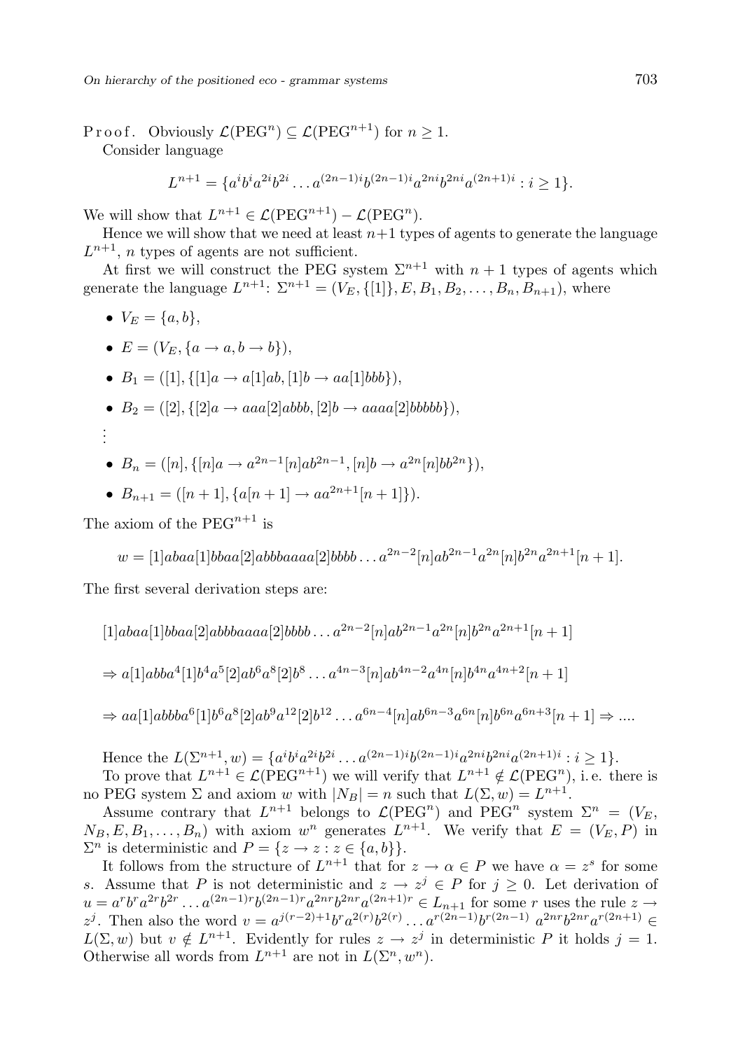P r o o f. Obviously $\mathcal{L}(\mathrm{PEG}^n) \subseteq \mathcal{L}(\mathrm{PEG}^{n+1})$ for $n \geq 1$.

Consider language

$$L^{n+1} = \{a^i b^i a^{2i} b^{2i} \ldots a^{(2n-1)i} b^{(2n-1)i} a^{2ni} b^{2ni} a^{(2n+1)i} : i \geq 1\}.$$

We will show that $L^{n+1} \in \mathcal{L}(\mathrm{PEG}^{n+1}) - \mathcal{L}(\mathrm{PEG}^n)$.

Hence we will show that we need at least $n+1$ types of agents to generate the language $L^{n+1}$, $n$ types of agents are not sufficient.

At first we will construct the PEG system $\Sigma^{n+1}$ with $n+1$ types of agents which generate the language $L^{n+1}$: $\Sigma^{n+1} = (V_E, \{[1]\}, E, B_1, B_2, \ldots, B_n, B_{n+1})$, where

- $V_E = \{a, b\}$,
- $E = (V_E, \{a \to a, b \to b\})$,
- $B_1 = ([1], \{[1]a \to a[1]ab, [1]b \to aa[1]bbb\})$,
- $B_2 = ([2], \{[2]a \to aaa[2]abbb, [2]b \to aaaa[2]bbbbb\})$,

$\vdots$

- $B_n = ([n], \{[n]a \to a^{2n-1}[n]ab^{2n-1}, [n]b \to a^{2n}[n]bb^{2n}\})$,
- $B_{n+1} = ([n+1], \{a[n+1] \to aa^{2n+1}[n+1]\})$.

The axiom of the $\mathrm{PEG}^{n+1}$ is

$$w = [1]abaa[1]bbaa[2]abbbaaaa[2]bbbb \ldots a^{2n-2}[n]ab^{2n-1}a^{2n}[n]b^{2n}a^{2n+1}[n+1].$$

The first several derivation steps are:

$$[1]abaa[1]bbaa[2]abbbaaaa[2]bbbb \ldots a^{2n-2}[n]ab^{2n-1}a^{2n}[n]b^{2n}a^{2n+1}[n+1]$$

$$\Rightarrow a[1]abba^4[1]b^4a^5[2]ab^6a^8[2]b^8 \ldots a^{4n-3}[n]ab^{4n-2}a^{4n}[n]b^{4n}a^{4n+2}[n+1]$$

$$\Rightarrow aa[1]abbba^6[1]b^6a^8[2]ab^9a^{12}[2]b^{12} \ldots a^{6n-4}[n]ab^{6n-3}a^{6n}[n]b^{6n}a^{6n+3}[n+1] \Rightarrow \ldots.$$

Hence the $L(\Sigma^{n+1}, w) = \{a^i b^i a^{2i} b^{2i} \ldots a^{(2n-1)i} b^{(2n-1)i} a^{2ni} b^{2ni} a^{(2n+1)i} : i \geq 1\}$.

To prove that $L^{n+1} \in \mathcal{L}(\mathrm{PEG}^{n+1})$ we will verify that $L^{n+1} \notin \mathcal{L}(\mathrm{PEG}^n)$, i. e. there is no PEG system $\Sigma$ and axiom $w$ with $|N_B| = n$ such that $L(\Sigma, w) = L^{n+1}$.

Assume contrary that $L^{n+1}$ belongs to $\mathcal{L}(\mathrm{PEG}^n)$ and $\mathrm{PEG}^n$ system $\Sigma^n = (V_E, N_B, E, B_1, \ldots, B_n)$ with axiom $w^n$ generates $L^{n+1}$. We verify that $E = (V_E, P)$ in $\Sigma^n$ is deterministic and $P = \{z \to z : z \in \{a, b\}\}$.

It follows from the structure of $L^{n+1}$ that for $z \to \alpha \in P$ we have $\alpha = z^s$ for some $s$. Assume that $P$ is not deterministic and $z \to z^j \in P$ for $j \geq 0$. Let derivation of $u = a^r b^r a^{2r} b^{2r} \ldots a^{(2n-1)r} b^{(2n-1)r} a^{2nr} b^{2nr} a^{(2n+1)r} \in L_{n+1}$ for some $r$ uses the rule $z \to z^j$. Then also the word $v = a^{j(r-2)+1} b^r a^{2(r)} b^{2(r)} \ldots a^{r(2n-1)} b^{r(2n-1)} a^{2nr} b^{2nr} a^{r(2n+1)} \in L(\Sigma, w)$ but $v \notin L^{n+1}$. Evidently for rules $z \to z^j$ in deterministic $P$ it holds $j = 1$. Otherwise all words from $L^{n+1}$ are not in $L(\Sigma^n, w^n)$.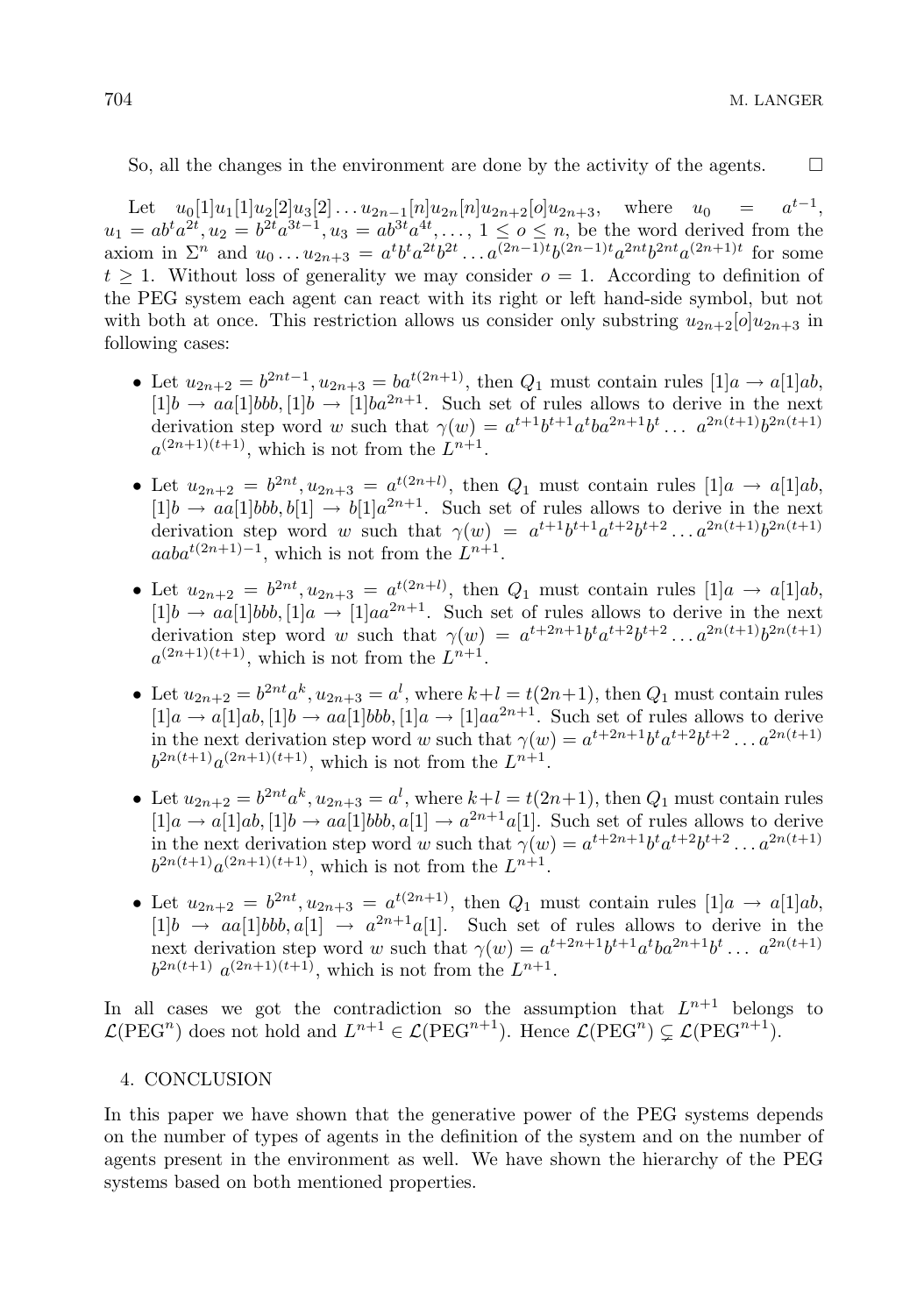So, all the changes in the environment are done by the activity of the agents. $\square$

Let $u_0[1]u_1[1]u_2[2]u_3[2]\dots u_{2n-1}[n]u_{2n}[n]u_{2n+2}[o]u_{2n+3}$, where $u_0 = a^{t-1}$, $u_1 = ab^ta^{2t}, u_2 = b^{2t}a^{3t-1}, u_3 = ab^{3t}a^{4t}, \dots,$ $1 \le o \le n$, be the word derived from the axiom in $\Sigma^n$ and $u_0 \dots u_{2n+3} = a^tb^ta^{2t}b^{2t}\dots a^{(2n-1)t}b^{(2n-1)t}a^{2nt}b^{2nt}a^{(2n+1)t}$ for some $t \ge 1$. Without loss of generality we may consider $o = 1$. According to definition of the PEG system each agent can react with its right or left hand-side symbol, but not with both at once. This restriction allows us consider only substring $u_{2n+2}[o]u_{2n+3}$ in following cases:

- Let $u_{2n+2} = b^{2nt-1}, u_{2n+3} = ba^{t(2n+1)}$, then $Q_1$ must contain rules $[1]a \to a[1]ab$, $[1]b \to aa[1]bbb, [1]b \to [1]ba^{2n+1}$. Such set of rules allows to derive in the next derivation step word $w$ such that $\gamma(w) = a^{t+1}b^{t+1}a^tba^{2n+1}b^t\dots\ a^{2n(t+1)}b^{2n(t+1)}$ $a^{(2n+1)(t+1)}$, which is not from the $L^{n+1}$.
- Let $u_{2n+2} = b^{2nt}, u_{2n+3} = a^{t(2n+l)}$, then $Q_1$ must contain rules $[1]a \to a[1]ab$, $[1]b \to aa[1]bbb, b[1] \to b[1]a^{2n+1}$. Such set of rules allows to derive in the next derivation step word $w$ such that $\gamma(w) = a^{t+1}b^{t+1}a^{t+2}b^{t+2}\dots a^{2n(t+1)}b^{2n(t+1)}$ $aaba^{t(2n+1)-1}$, which is not from the $L^{n+1}$.
- Let $u_{2n+2} = b^{2nt}, u_{2n+3} = a^{t(2n+l)}$, then $Q_1$ must contain rules $[1]a \to a[1]ab$, $[1]b \to aa[1]bbb, [1]a \to [1]aa^{2n+1}$. Such set of rules allows to derive in the next derivation step word $w$ such that $\gamma(w) = a^{t+2n+1}b^ta^{t+2}b^{t+2}\dots a^{2n(t+1)}b^{2n(t+1)}$ $a^{(2n+1)(t+1)}$, which is not from the $L^{n+1}$.
- Let $u_{2n+2} = b^{2nt}a^k, u_{2n+3} = a^l$, where $k+l = t(2n+1)$, then $Q_1$ must contain rules $[1]a \to a[1]ab, [1]b \to aa[1]bbb, [1]a \to [1]aa^{2n+1}$. Such set of rules allows to derive in the next derivation step word $w$ such that $\gamma(w) = a^{t+2n+1}b^ta^{t+2}b^{t+2}\dots a^{2n(t+1)}$ $b^{2n(t+1)}a^{(2n+1)(t+1)}$, which is not from the $L^{n+1}$.
- Let $u_{2n+2} = b^{2nt}a^k, u_{2n+3} = a^l$, where $k+l = t(2n+1)$, then $Q_1$ must contain rules $[1]a \to a[1]ab, [1]b \to aa[1]bbb, a[1] \to a^{2n+1}a[1]$. Such set of rules allows to derive in the next derivation step word $w$ such that $\gamma(w) = a^{t+2n+1}b^ta^{t+2}b^{t+2}\dots a^{2n(t+1)}$ $b^{2n(t+1)}a^{(2n+1)(t+1)}$, which is not from the $L^{n+1}$.
- Let $u_{2n+2} = b^{2nt}, u_{2n+3} = a^{t(2n+1)}$, then $Q_1$ must contain rules $[1]a \to a[1]ab$, $[1]b \to aa[1]bbb, a[1] \to a^{2n+1}a[1]$. Such set of rules allows to derive in the next derivation step word $w$ such that $\gamma(w) = a^{t+2n+1}b^{t+1}a^tba^{2n+1}b^t\dots\ a^{2n(t+1)}$ $b^{2n(t+1)}\ a^{(2n+1)(t+1)}$, which is not from the $L^{n+1}$.

In all cases we got the contradiction so the assumption that $L^{n+1}$ belongs to $\mathcal{L}(\mathrm{PEG}^n)$ does not hold and $L^{n+1} \in \mathcal{L}(\mathrm{PEG}^{n+1})$. Hence $\mathcal{L}(\mathrm{PEG}^n) \subsetneq \mathcal{L}(\mathrm{PEG}^{n+1})$.

## 4. CONCLUSION

In this paper we have shown that the generative power of the PEG systems depends on the number of types of agents in the definition of the system and on the number of agents present in the environment as well. We have shown the hierarchy of the PEG systems based on both mentioned properties.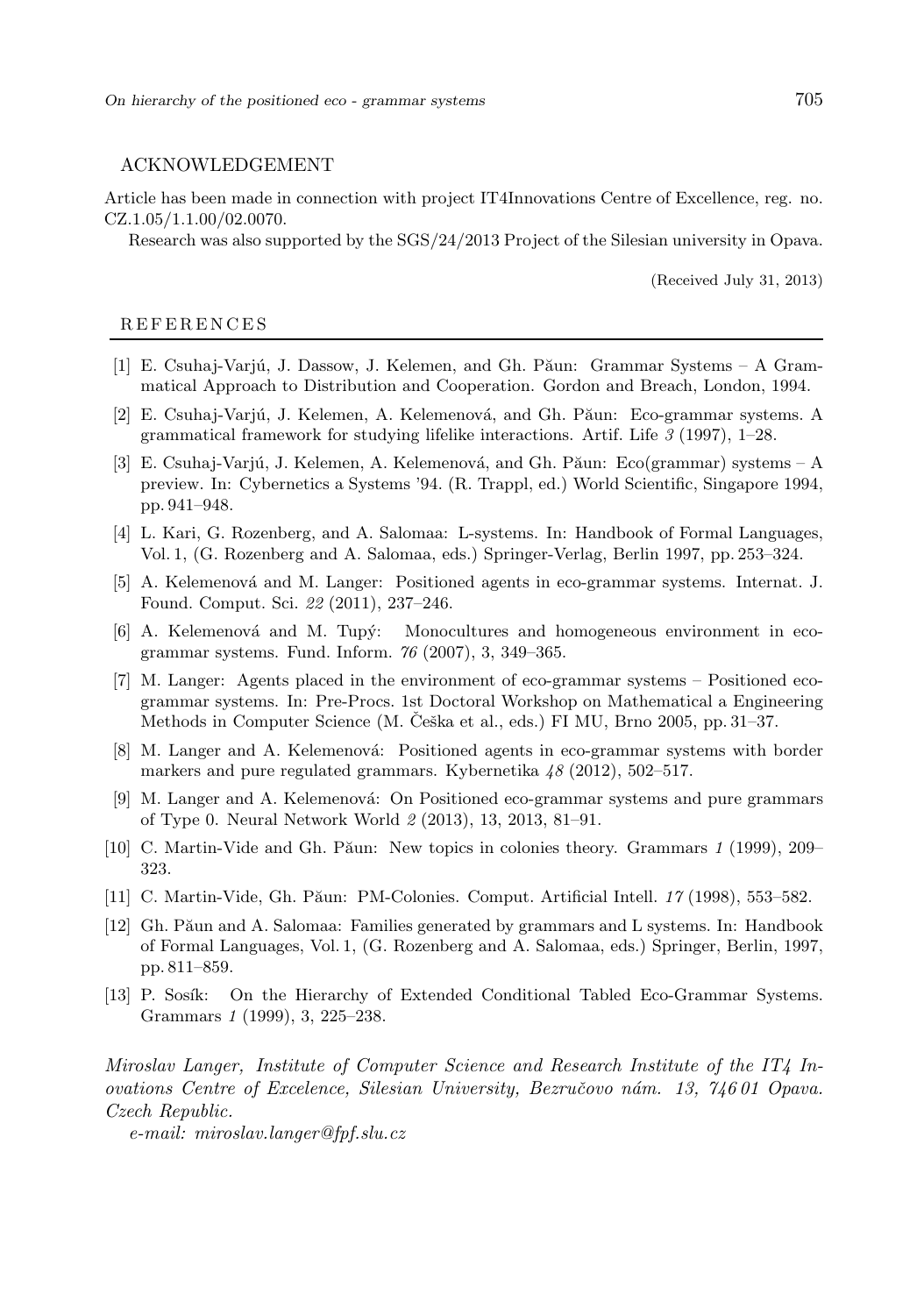## ACKNOWLEDGEMENT

Article has been made in connection with project IT4Innovations Centre of Excellence, reg. no. CZ.1.05/1.1.00/02.0070.

Research was also supported by the SGS/24/2013 Project of the Silesian university in Opava.

(Received July 31, 2013)

## REFERENCES

[1] E. Csuhaj-Varjú, J. Dassow, J. Kelemen, and Gh. Păun: Grammar Systems – A Grammatical Approach to Distribution and Cooperation. Gordon and Breach, London, 1994.

[2] E. Csuhaj-Varjú, J. Kelemen, A. Kelemenová, and Gh. Păun: Eco-grammar systems. A grammatical framework for studying lifelike interactions. Artif. Life *3* (1997), 1–28.

[3] E. Csuhaj-Varjú, J. Kelemen, A. Kelemenová, and Gh. Păun: Eco(grammar) systems – A preview. In: Cybernetics a Systems '94. (R. Trappl, ed.) World Scientific, Singapore 1994, pp. 941–948.

[4] L. Kari, G. Rozenberg, and A. Salomaa: L-systems. In: Handbook of Formal Languages, Vol. 1, (G. Rozenberg and A. Salomaa, eds.) Springer-Verlag, Berlin 1997, pp. 253–324.

[5] A. Kelemenová and M. Langer: Positioned agents in eco-grammar systems. Internat. J. Found. Comput. Sci. *22* (2011), 237–246.

[6] A. Kelemenová and M. Tupý: Monocultures and homogeneous environment in eco-grammar systems. Fund. Inform. *76* (2007), 3, 349–365.

[7] M. Langer: Agents placed in the environment of eco-grammar systems – Positioned eco-grammar systems. In: Pre-Procs. 1st Doctoral Workshop on Mathematical a Engineering Methods in Computer Science (M. Češka et al., eds.) FI MU, Brno 2005, pp. 31–37.

[8] M. Langer and A. Kelemenová: Positioned agents in eco-grammar systems with border markers and pure regulated grammars. Kybernetika *48* (2012), 502–517.

[9] M. Langer and A. Kelemenová: On Positioned eco-grammar systems and pure grammars of Type 0. Neural Network World *2* (2013), 13, 2013, 81–91.

[10] C. Martin-Vide and Gh. Păun: New topics in colonies theory. Grammars *1* (1999), 209–323.

[11] C. Martin-Vide, Gh. Păun: PM-Colonies. Comput. Artificial Intell. *17* (1998), 553–582.

[12] Gh. Păun and A. Salomaa: Families generated by grammars and L systems. In: Handbook of Formal Languages, Vol. 1, (G. Rozenberg and A. Salomaa, eds.) Springer, Berlin, 1997, pp. 811–859.

[13] P. Sosík: On the Hierarchy of Extended Conditional Tabled Eco-Grammar Systems. Grammars *1* (1999), 3, 225–238.

*Miroslav Langer, Institute of Computer Science and Research Institute of the IT4 Inovations Centre of Excelence, Silesian University, Bezručovo nám. 13, 746 01 Opava. Czech Republic.*

*e-mail: miroslav.langer@fpf.slu.cz*